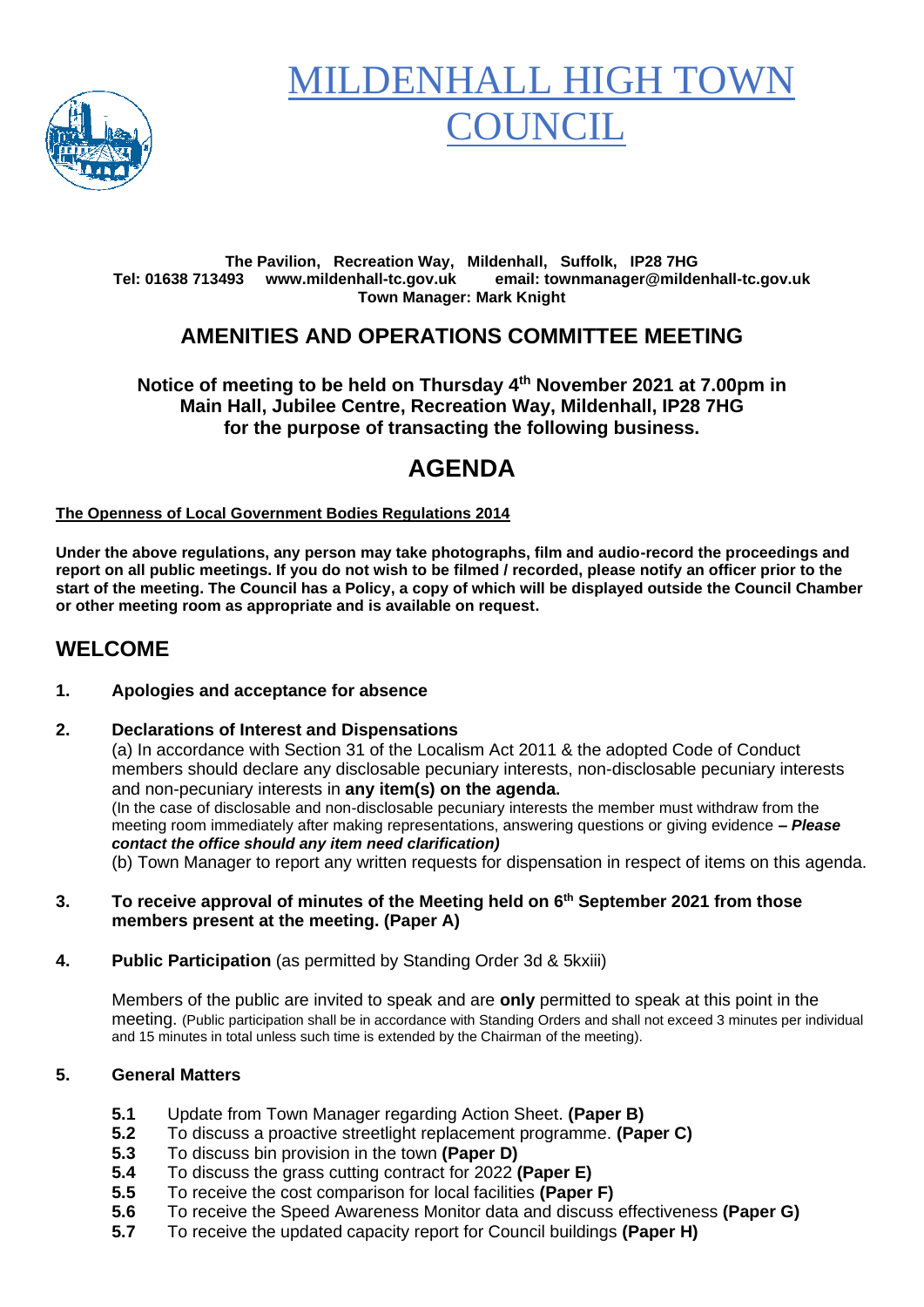# MILDENHALL HIGH TOWN COUNCIL

**The Pavilion, Recreation Way, Mildenhall, Suffolk, IP28 7HG**
**Tel: 01638 713493 www.mildenhall-tc.gov.uk email: townmanager@mildenhall-tc.gov.uk**
**Town Manager: Mark Knight**

## AMENITIES AND OPERATIONS COMMITTEE MEETING

**Notice of meeting to be held on Thursday 4th November 2021 at 7.00pm in Main Hall, Jubilee Centre, Recreation Way, Mildenhall, IP28 7HG for the purpose of transacting the following business.**

# AGENDA

**The Openness of Local Government Bodies Regulations 2014**

**Under the above regulations, any person may take photographs, film and audio-record the proceedings and report on all public meetings. If you do not wish to be filmed / recorded, please notify an officer prior to the start of the meeting. The Council has a Policy, a copy of which will be displayed outside the Council Chamber or other meeting room as appropriate and is available on request.**

## WELCOME

**1. Apologies and acceptance for absence**

**2. Declarations of Interest and Dispensations**

(a) In accordance with Section 31 of the Localism Act 2011 & the adopted Code of Conduct members should declare any disclosable pecuniary interests, non-disclosable pecuniary interests and non-pecuniary interests in **any item(s) on the agenda.**
(In the case of disclosable and non-disclosable pecuniary interests the member must withdraw from the meeting room immediately after making representations, answering questions or giving evidence ***– Please contact the office should any item need clarification)***
(b) Town Manager to report any written requests for dispensation in respect of items on this agenda.

**3. To receive approval of minutes of the Meeting held on 6th September 2021 from those members present at the meeting. (Paper A)**

**4. Public Participation** (as permitted by Standing Order 3d & 5kxiii)

Members of the public are invited to speak and are **only** permitted to speak at this point in the meeting. (Public participation shall be in accordance with Standing Orders and shall not exceed 3 minutes per individual and 15 minutes in total unless such time is extended by the Chairman of the meeting).

**5. General Matters**

**5.1** Update from Town Manager regarding Action Sheet. **(Paper B)**
**5.2** To discuss a proactive streetlight replacement programme. **(Paper C)**
**5.3** To discuss bin provision in the town **(Paper D)**
**5.4** To discuss the grass cutting contract for 2022 **(Paper E)**
**5.5** To receive the cost comparison for local facilities **(Paper F)**
**5.6** To receive the Speed Awareness Monitor data and discuss effectiveness **(Paper G)**
**5.7** To receive the updated capacity report for Council buildings **(Paper H)**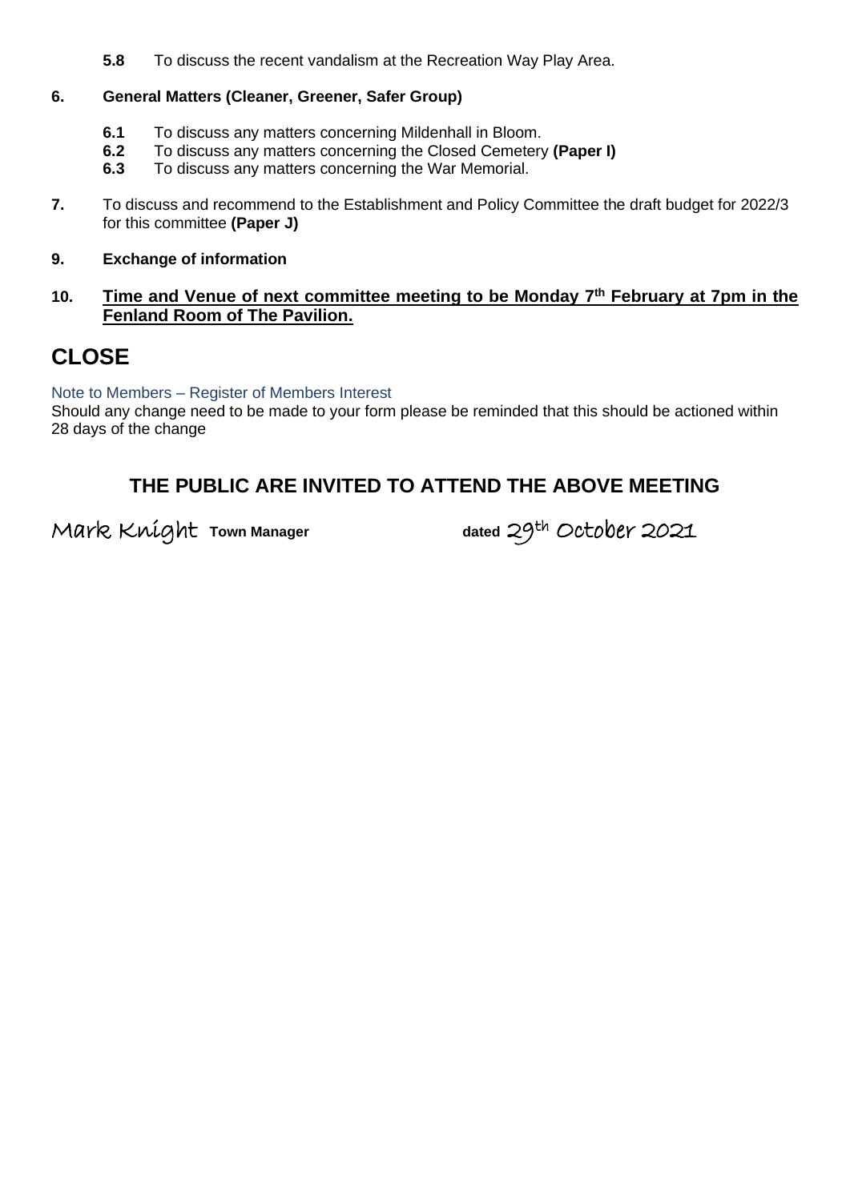**5.8** To discuss the recent vandalism at the Recreation Way Play Area.

**6. General Matters (Cleaner, Greener, Safer Group)**

**6.1** To discuss any matters concerning Mildenhall in Bloom.
**6.2** To discuss any matters concerning the Closed Cemetery **(Paper I)**
**6.3** To discuss any matters concerning the War Memorial.

**7.** To discuss and recommend to the Establishment and Policy Committee the draft budget for 2022/3 for this committee **(Paper J)**

**9. Exchange of information**

**10. Time and Venue of next committee meeting to be Monday 7th February at 7pm in the Fenland Room of The Pavilion.**

# CLOSE

Note to Members – Register of Members Interest
Should any change need to be made to your form please be reminded that this should be actioned within 28 days of the change

## THE PUBLIC ARE INVITED TO ATTEND THE ABOVE MEETING

Mark Knight **Town Manager** **dated** 29th October 2021